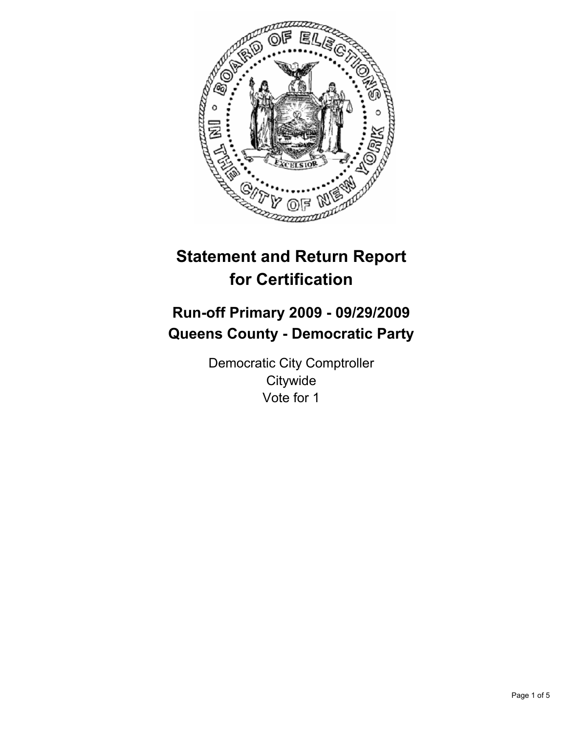# Statement and Return Report for Certification

## Run-off Primary 2009 - 09/29/2009
## Queens County - Democratic Party

Democratic City Comptroller
Citywide
Vote for 1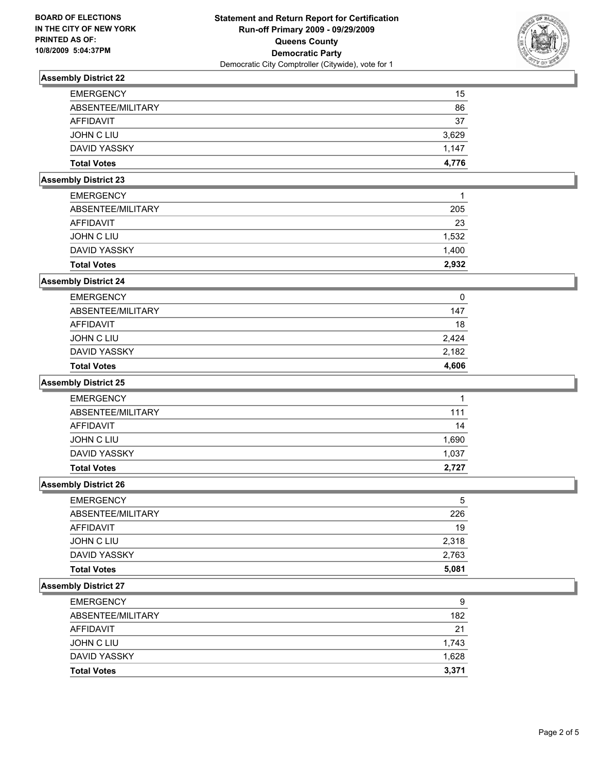**BOARD OF ELECTIONS IN THE CITY OF NEW YORK PRINTED AS OF: 10/8/2009 5:04:37PM**

# Statement and Return Report for Certification
## Run-off Primary 2009 - 09/29/2009
## Queens County
## Democratic Party
Democratic City Comptroller (Citywide), vote for 1

### Assembly District 22

| | |
|---|---|
| EMERGENCY | 15 |
| ABSENTEE/MILITARY | 86 |
| AFFIDAVIT | 37 |
| JOHN C LIU | 3,629 |
| DAVID YASSKY | 1,147 |
| **Total Votes** | **4,776** |

### Assembly District 23

| | |
|---|---|
| EMERGENCY | 1 |
| ABSENTEE/MILITARY | 205 |
| AFFIDAVIT | 23 |
| JOHN C LIU | 1,532 |
| DAVID YASSKY | 1,400 |
| **Total Votes** | **2,932** |

### Assembly District 24

| | |
|---|---|
| EMERGENCY | 0 |
| ABSENTEE/MILITARY | 147 |
| AFFIDAVIT | 18 |
| JOHN C LIU | 2,424 |
| DAVID YASSKY | 2,182 |
| **Total Votes** | **4,606** |

### Assembly District 25

| | |
|---|---|
| EMERGENCY | 1 |
| ABSENTEE/MILITARY | 111 |
| AFFIDAVIT | 14 |
| JOHN C LIU | 1,690 |
| DAVID YASSKY | 1,037 |
| **Total Votes** | **2,727** |

### Assembly District 26

| | |
|---|---|
| EMERGENCY | 5 |
| ABSENTEE/MILITARY | 226 |
| AFFIDAVIT | 19 |
| JOHN C LIU | 2,318 |
| DAVID YASSKY | 2,763 |
| **Total Votes** | **5,081** |

### Assembly District 27

| | |
|---|---|
| EMERGENCY | 9 |
| ABSENTEE/MILITARY | 182 |
| AFFIDAVIT | 21 |
| JOHN C LIU | 1,743 |
| DAVID YASSKY | 1,628 |
| **Total Votes** | **3,371** |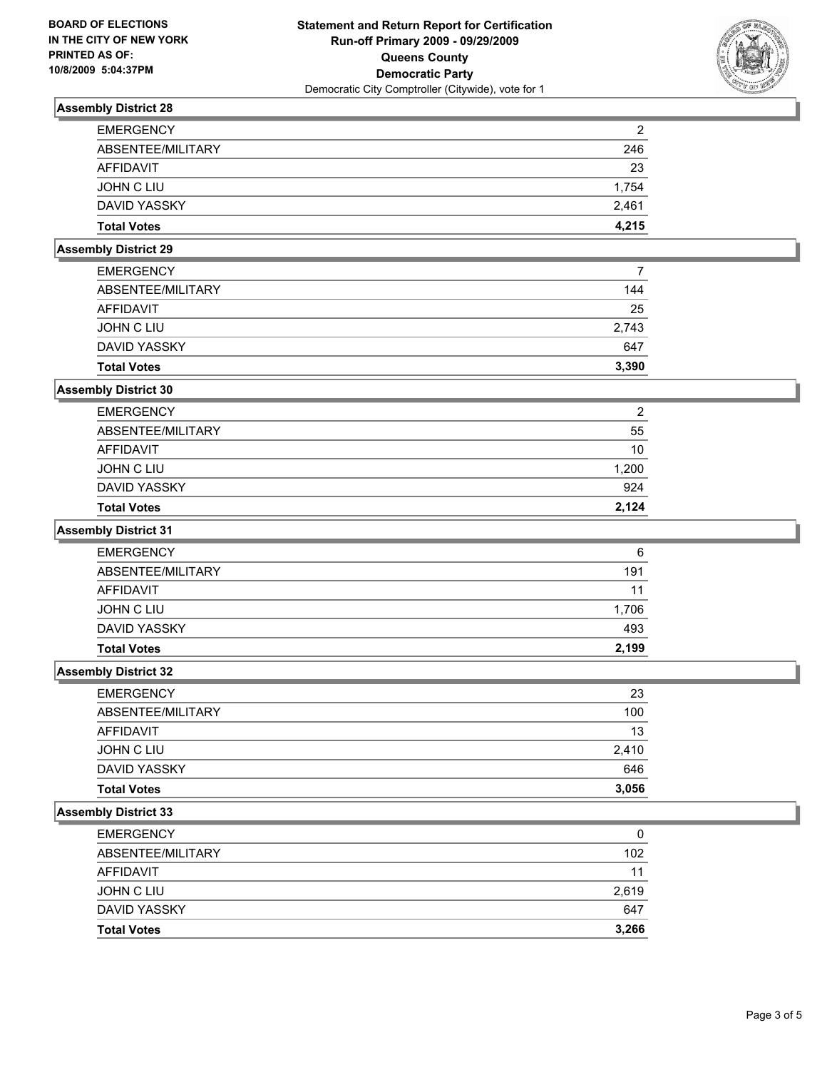**BOARD OF ELECTIONS IN THE CITY OF NEW YORK PRINTED AS OF: 10/8/2009 5:04:37PM**

# Statement and Return Report for Certification
## Run-off Primary 2009 - 09/29/2009
## Queens County
## Democratic Party
Democratic City Comptroller (Citywide), vote for 1

### Assembly District 28

| | |
|---|---|
| EMERGENCY | 2 |
| ABSENTEE/MILITARY | 246 |
| AFFIDAVIT | 23 |
| JOHN C LIU | 1,754 |
| DAVID YASSKY | 2,461 |
| **Total Votes** | **4,215** |

### Assembly District 29

| | |
|---|---|
| EMERGENCY | 7 |
| ABSENTEE/MILITARY | 144 |
| AFFIDAVIT | 25 |
| JOHN C LIU | 2,743 |
| DAVID YASSKY | 647 |
| **Total Votes** | **3,390** |

### Assembly District 30

| | |
|---|---|
| EMERGENCY | 2 |
| ABSENTEE/MILITARY | 55 |
| AFFIDAVIT | 10 |
| JOHN C LIU | 1,200 |
| DAVID YASSKY | 924 |
| **Total Votes** | **2,124** |

### Assembly District 31

| | |
|---|---|
| EMERGENCY | 6 |
| ABSENTEE/MILITARY | 191 |
| AFFIDAVIT | 11 |
| JOHN C LIU | 1,706 |
| DAVID YASSKY | 493 |
| **Total Votes** | **2,199** |

### Assembly District 32

| | |
|---|---|
| EMERGENCY | 23 |
| ABSENTEE/MILITARY | 100 |
| AFFIDAVIT | 13 |
| JOHN C LIU | 2,410 |
| DAVID YASSKY | 646 |
| **Total Votes** | **3,056** |

### Assembly District 33

| | |
|---|---|
| EMERGENCY | 0 |
| ABSENTEE/MILITARY | 102 |
| AFFIDAVIT | 11 |
| JOHN C LIU | 2,619 |
| DAVID YASSKY | 647 |
| **Total Votes** | **3,266** |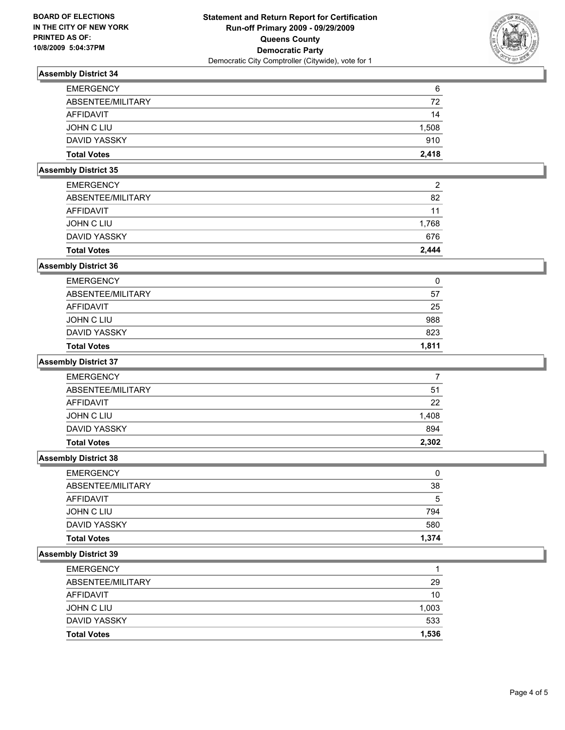**BOARD OF ELECTIONS IN THE CITY OF NEW YORK PRINTED AS OF: 10/8/2009 5:04:37PM**

**Statement and Return Report for Certification Run-off Primary 2009 - 09/29/2009 Queens County Democratic Party**

Democratic City Comptroller (Citywide), vote for 1

### Assembly District 34

| | |
|---|---|
| EMERGENCY | 6 |
| ABSENTEE/MILITARY | 72 |
| AFFIDAVIT | 14 |
| JOHN C LIU | 1,508 |
| DAVID YASSKY | 910 |
| **Total Votes** | **2,418** |

### Assembly District 35

| | |
|---|---|
| EMERGENCY | 2 |
| ABSENTEE/MILITARY | 82 |
| AFFIDAVIT | 11 |
| JOHN C LIU | 1,768 |
| DAVID YASSKY | 676 |
| **Total Votes** | **2,444** |

### Assembly District 36

| | |
|---|---|
| EMERGENCY | 0 |
| ABSENTEE/MILITARY | 57 |
| AFFIDAVIT | 25 |
| JOHN C LIU | 988 |
| DAVID YASSKY | 823 |
| **Total Votes** | **1,811** |

### Assembly District 37

| | |
|---|---|
| EMERGENCY | 7 |
| ABSENTEE/MILITARY | 51 |
| AFFIDAVIT | 22 |
| JOHN C LIU | 1,408 |
| DAVID YASSKY | 894 |
| **Total Votes** | **2,302** |

### Assembly District 38

| | |
|---|---|
| EMERGENCY | 0 |
| ABSENTEE/MILITARY | 38 |
| AFFIDAVIT | 5 |
| JOHN C LIU | 794 |
| DAVID YASSKY | 580 |
| **Total Votes** | **1,374** |

### Assembly District 39

| | |
|---|---|
| EMERGENCY | 1 |
| ABSENTEE/MILITARY | 29 |
| AFFIDAVIT | 10 |
| JOHN C LIU | 1,003 |
| DAVID YASSKY | 533 |
| **Total Votes** | **1,536** |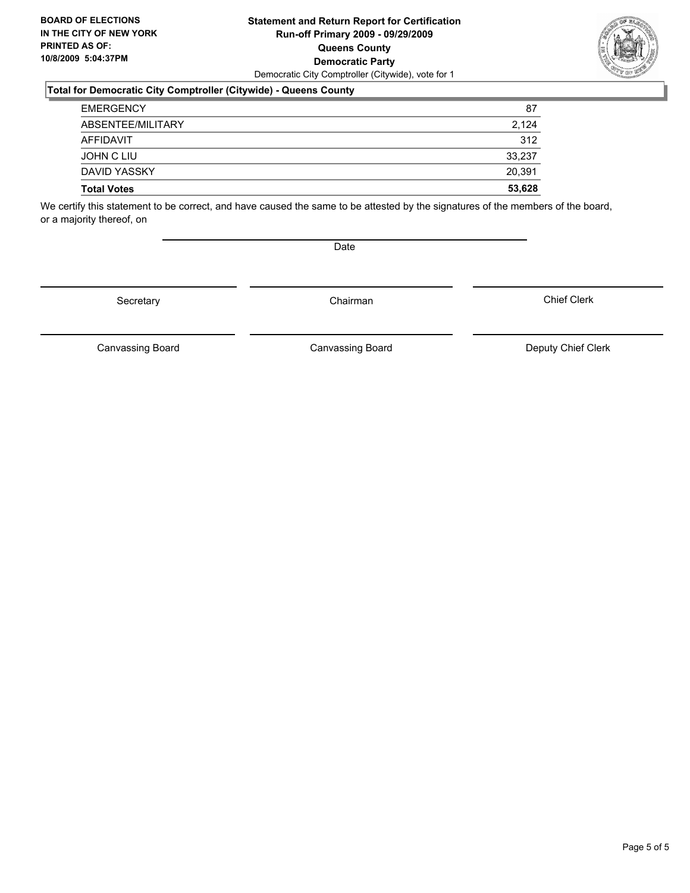**BOARD OF ELECTIONS IN THE CITY OF NEW YORK PRINTED AS OF: 10/8/2009 5:04:37PM**

**Statement and Return Report for Certification**
**Run-off Primary 2009 - 09/29/2009**
**Queens County**
**Democratic Party**
Democratic City Comptroller (Citywide), vote for 1

**Total for Democratic City Comptroller (Citywide) - Queens County**

| | |
|---|---|
| EMERGENCY | 87 |
| ABSENTEE/MILITARY | 2,124 |
| AFFIDAVIT | 312 |
| JOHN C LIU | 33,237 |
| DAVID YASSKY | 20,391 |
| **Total Votes** | **53,628** |

We certify this statement to be correct, and have caused the same to be attested by the signatures of the members of the board, or a majority thereof, on

Date

Secretary | Chairman | Chief Clerk

Canvassing Board | Canvassing Board | Deputy Chief Clerk